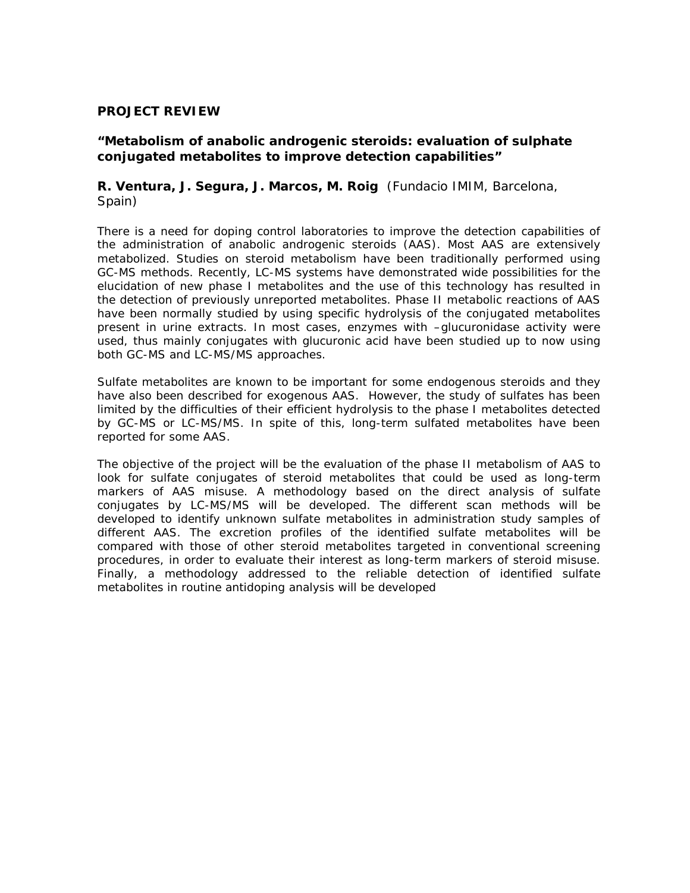**PROJECT REVIEW**

## "Metabolism of anabolic androgenic steroids: evaluation of sulphate conjugated metabolites to improve detection capabilities"

**R. Ventura, J. Segura, J. Marcos, M. Roig** (Fundacio IMIM, Barcelona, Spain)

There is a need for doping control laboratories to improve the detection capabilities of the administration of anabolic androgenic steroids (AAS). Most AAS are extensively metabolized. Studies on steroid metabolism have been traditionally performed using GC-MS methods. Recently, LC-MS systems have demonstrated wide possibilities for the elucidation of new phase I metabolites and the use of this technology has resulted in the detection of previously unreported metabolites. Phase II metabolic reactions of AAS have been normally studied by using specific hydrolysis of the conjugated metabolites present in urine extracts. In most cases, enzymes with –glucuronidase activity were used, thus mainly conjugates with glucuronic acid have been studied up to now using both GC-MS and LC-MS/MS approaches.

Sulfate metabolites are known to be important for some endogenous steroids and they have also been described for exogenous AAS. However, the study of sulfates has been limited by the difficulties of their efficient hydrolysis to the phase I metabolites detected by GC-MS or LC-MS/MS. In spite of this, long-term sulfated metabolites have been reported for some AAS.

The objective of the project will be the evaluation of the phase II metabolism of AAS to look for sulfate conjugates of steroid metabolites that could be used as long-term markers of AAS misuse. A methodology based on the direct analysis of sulfate conjugates by LC-MS/MS will be developed. The different scan methods will be developed to identify unknown sulfate metabolites in administration study samples of different AAS. The excretion profiles of the identified sulfate metabolites will be compared with those of other steroid metabolites targeted in conventional screening procedures, in order to evaluate their interest as long-term markers of steroid misuse. Finally, a methodology addressed to the reliable detection of identified sulfate metabolites in routine antidoping analysis will be developed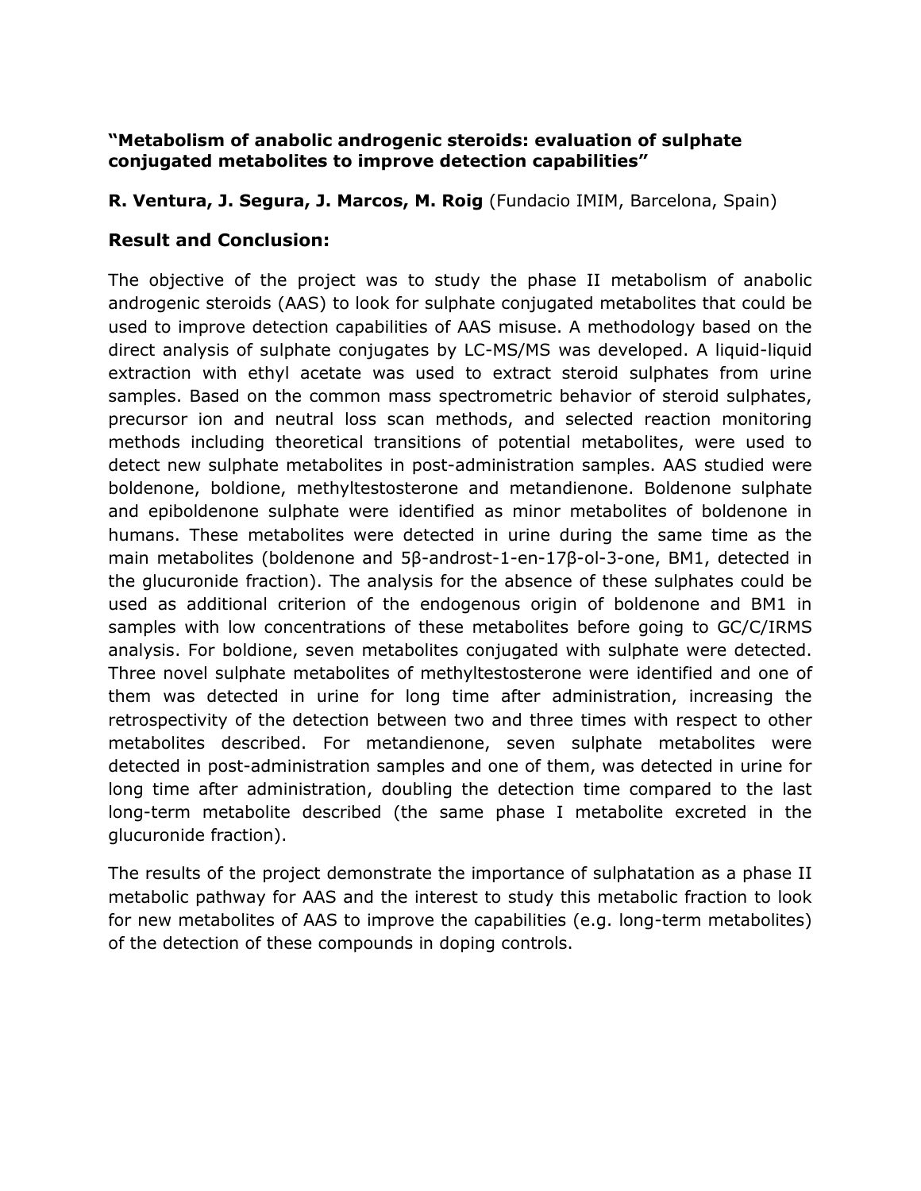**"Metabolism of anabolic androgenic steroids: evaluation of sulphate conjugated metabolites to improve detection capabilities"**

**R. Ventura, J. Segura, J. Marcos, M. Roig** (Fundacio IMIM, Barcelona, Spain)

## Result and Conclusion:

The objective of the project was to study the phase II metabolism of anabolic androgenic steroids (AAS) to look for sulphate conjugated metabolites that could be used to improve detection capabilities of AAS misuse. A methodology based on the direct analysis of sulphate conjugates by LC-MS/MS was developed. A liquid-liquid extraction with ethyl acetate was used to extract steroid sulphates from urine samples. Based on the common mass spectrometric behavior of steroid sulphates, precursor ion and neutral loss scan methods, and selected reaction monitoring methods including theoretical transitions of potential metabolites, were used to detect new sulphate metabolites in post-administration samples. AAS studied were boldenone, boldione, methyltestosterone and metandienone. Boldenone sulphate and epiboldenone sulphate were identified as minor metabolites of boldenone in humans. These metabolites were detected in urine during the same time as the main metabolites (boldenone and 5β-androst-1-en-17β-ol-3-one, BM1, detected in the glucuronide fraction). The analysis for the absence of these sulphates could be used as additional criterion of the endogenous origin of boldenone and BM1 in samples with low concentrations of these metabolites before going to GC/C/IRMS analysis. For boldione, seven metabolites conjugated with sulphate were detected. Three novel sulphate metabolites of methyltestosterone were identified and one of them was detected in urine for long time after administration, increasing the retrospectivity of the detection between two and three times with respect to other metabolites described. For metandienone, seven sulphate metabolites were detected in post-administration samples and one of them, was detected in urine for long time after administration, doubling the detection time compared to the last long-term metabolite described (the same phase I metabolite excreted in the glucuronide fraction).

The results of the project demonstrate the importance of sulphatation as a phase II metabolic pathway for AAS and the interest to study this metabolic fraction to look for new metabolites of AAS to improve the capabilities (e.g. long-term metabolites) of the detection of these compounds in doping controls.